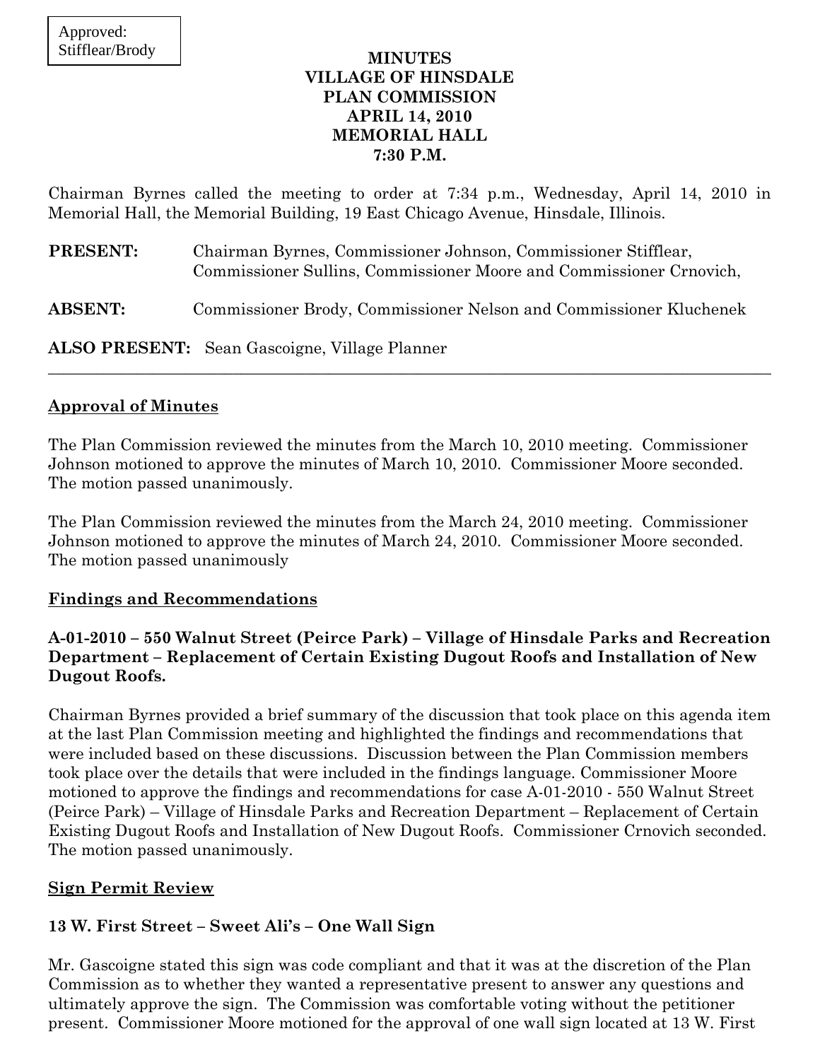Approved:
Stifflear/Brody

**MINUTES**
**VILLAGE OF HINSDALE**
**PLAN COMMISSION**
**APRIL 14, 2010**
**MEMORIAL HALL**
**7:30 P.M.**

Chairman Byrnes called the meeting to order at 7:34 p.m., Wednesday, April 14, 2010 in Memorial Hall, the Memorial Building, 19 East Chicago Avenue, Hinsdale, Illinois.

**PRESENT:** Chairman Byrnes, Commissioner Johnson, Commissioner Stifflear, Commissioner Sullins, Commissioner Moore and Commissioner Crnovich,

**ABSENT:** Commissioner Brody, Commissioner Nelson and Commissioner Kluchenek

**ALSO PRESENT:** Sean Gascoigne, Village Planner

---

## Approval of Minutes

The Plan Commission reviewed the minutes from the March 10, 2010 meeting. Commissioner Johnson motioned to approve the minutes of March 10, 2010. Commissioner Moore seconded. The motion passed unanimously.

The Plan Commission reviewed the minutes from the March 24, 2010 meeting. Commissioner Johnson motioned to approve the minutes of March 24, 2010. Commissioner Moore seconded. The motion passed unanimously

## Findings and Recommendations

### A-01-2010 – 550 Walnut Street (Peirce Park) – Village of Hinsdale Parks and Recreation Department – Replacement of Certain Existing Dugout Roofs and Installation of New Dugout Roofs.

Chairman Byrnes provided a brief summary of the discussion that took place on this agenda item at the last Plan Commission meeting and highlighted the findings and recommendations that were included based on these discussions. Discussion between the Plan Commission members took place over the details that were included in the findings language. Commissioner Moore motioned to approve the findings and recommendations for case A-01-2010 - 550 Walnut Street (Peirce Park) – Village of Hinsdale Parks and Recreation Department – Replacement of Certain Existing Dugout Roofs and Installation of New Dugout Roofs. Commissioner Crnovich seconded. The motion passed unanimously.

## Sign Permit Review

### 13 W. First Street – Sweet Ali's – One Wall Sign

Mr. Gascoigne stated this sign was code compliant and that it was at the discretion of the Plan Commission as to whether they wanted a representative present to answer any questions and ultimately approve the sign. The Commission was comfortable voting without the petitioner present. Commissioner Moore motioned for the approval of one wall sign located at 13 W. First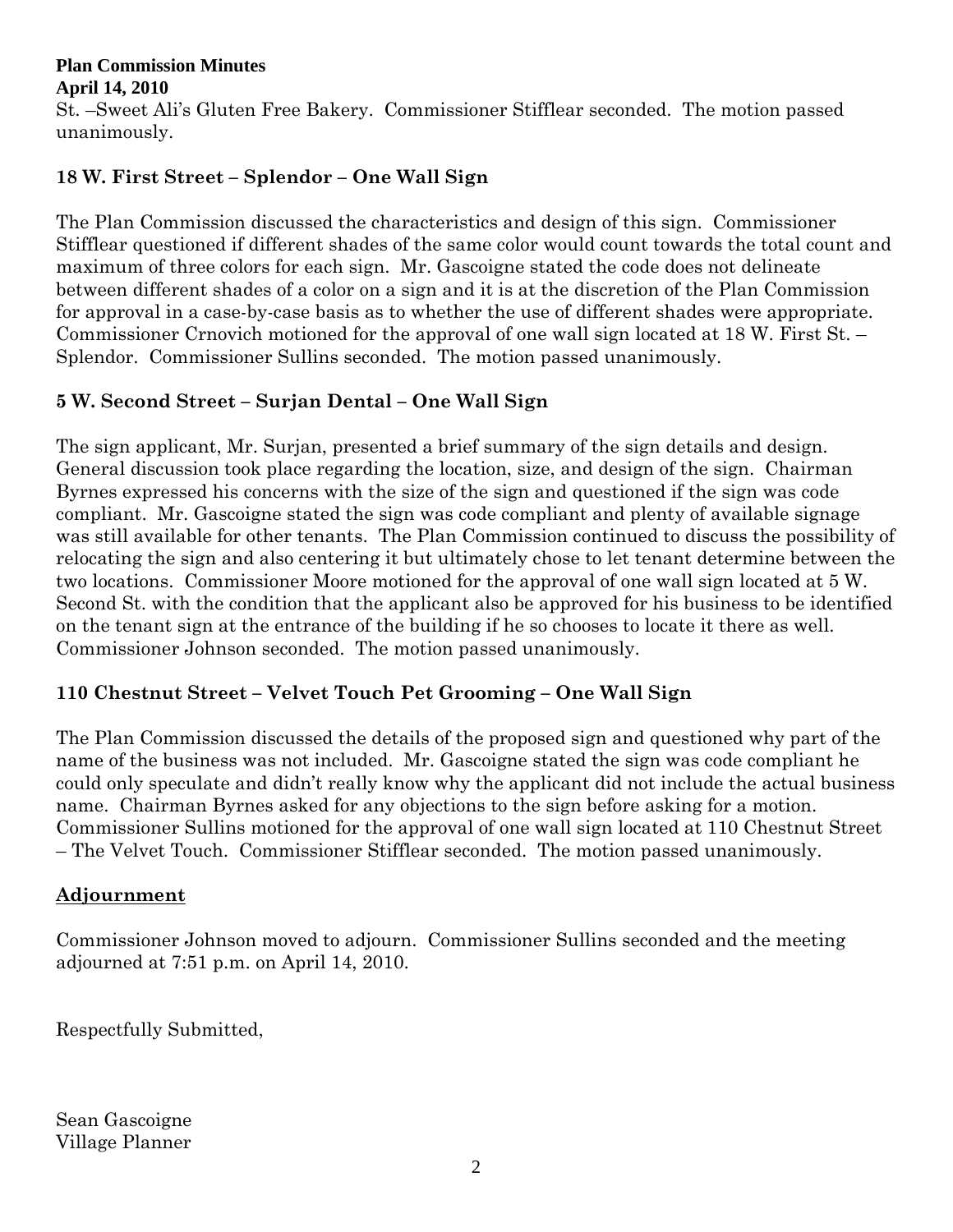St. –Sweet Ali's Gluten Free Bakery. Commissioner Stifflear seconded. The motion passed unanimously.

**18 W. First Street – Splendor – One Wall Sign**

The Plan Commission discussed the characteristics and design of this sign. Commissioner Stifflear questioned if different shades of the same color would count towards the total count and maximum of three colors for each sign. Mr. Gascoigne stated the code does not delineate between different shades of a color on a sign and it is at the discretion of the Plan Commission for approval in a case-by-case basis as to whether the use of different shades were appropriate. Commissioner Crnovich motioned for the approval of one wall sign located at 18 W. First St. – Splendor. Commissioner Sullins seconded. The motion passed unanimously.

**5 W. Second Street – Surjan Dental – One Wall Sign**

The sign applicant, Mr. Surjan, presented a brief summary of the sign details and design. General discussion took place regarding the location, size, and design of the sign. Chairman Byrnes expressed his concerns with the size of the sign and questioned if the sign was code compliant. Mr. Gascoigne stated the sign was code compliant and plenty of available signage was still available for other tenants. The Plan Commission continued to discuss the possibility of relocating the sign and also centering it but ultimately chose to let tenant determine between the two locations. Commissioner Moore motioned for the approval of one wall sign located at 5 W. Second St. with the condition that the applicant also be approved for his business to be identified on the tenant sign at the entrance of the building if he so chooses to locate it there as well. Commissioner Johnson seconded. The motion passed unanimously.

**110 Chestnut Street – Velvet Touch Pet Grooming – One Wall Sign**

The Plan Commission discussed the details of the proposed sign and questioned why part of the name of the business was not included. Mr. Gascoigne stated the sign was code compliant he could only speculate and didn't really know why the applicant did not include the actual business name. Chairman Byrnes asked for any objections to the sign before asking for a motion. Commissioner Sullins motioned for the approval of one wall sign located at 110 Chestnut Street – The Velvet Touch. Commissioner Stifflear seconded. The motion passed unanimously.

## Adjournment

Commissioner Johnson moved to adjourn. Commissioner Sullins seconded and the meeting adjourned at 7:51 p.m. on April 14, 2010.

Respectfully Submitted,

Sean Gascoigne
Village Planner